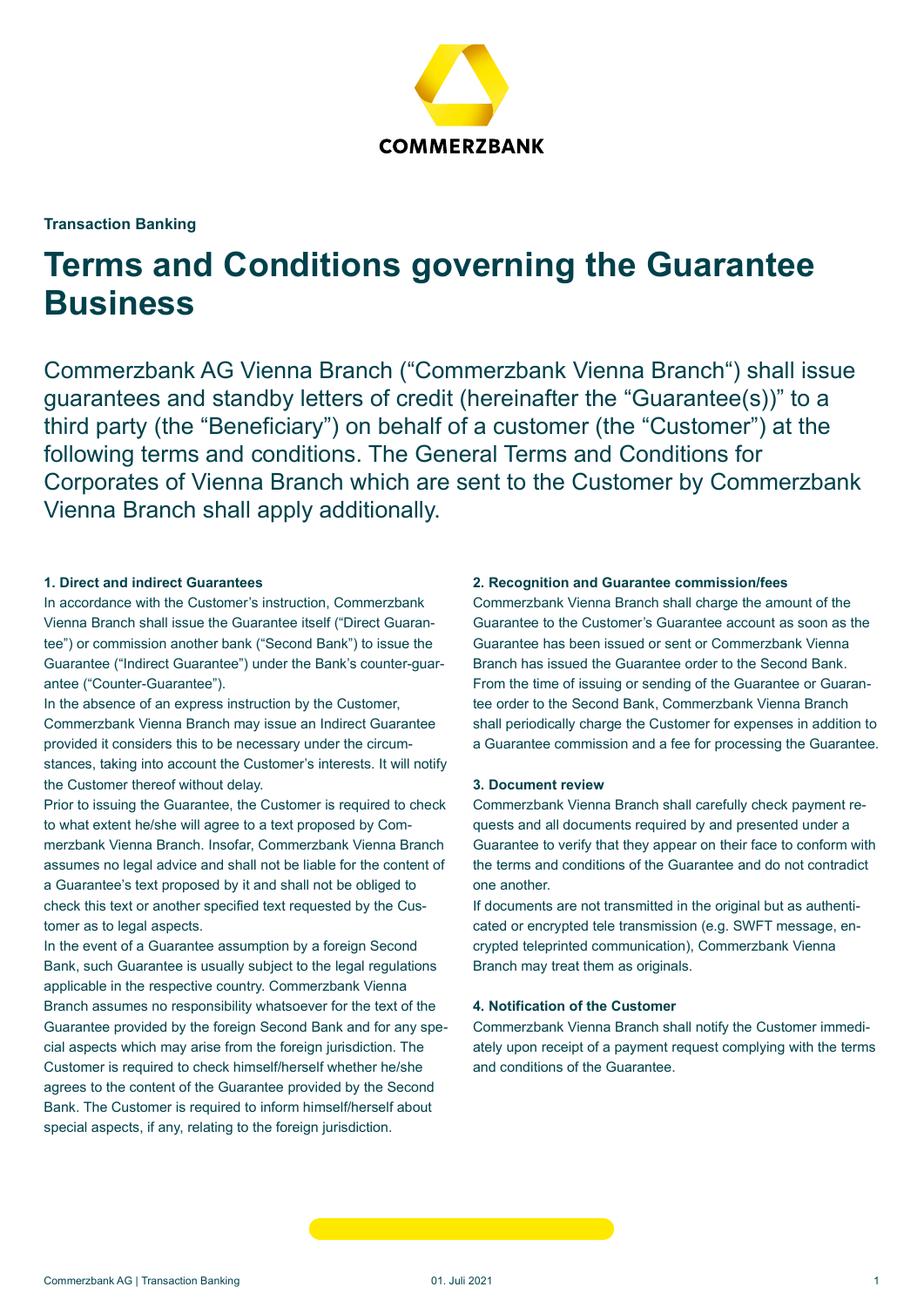**COMMERZBANK**

**Transaction Banking**

# Terms and Conditions governing the Guarantee Business

Commerzbank AG Vienna Branch ("Commerzbank Vienna Branch") shall issue guarantees and standby letters of credit (hereinafter the "Guarantee(s))" to a third party (the "Beneficiary") on behalf of a customer (the "Customer") at the following terms and conditions. The General Terms and Conditions for Corporates of Vienna Branch which are sent to the Customer by Commerzbank Vienna Branch shall apply additionally.

### 1. Direct and indirect Guarantees

In accordance with the Customer's instruction, Commerzbank Vienna Branch shall issue the Guarantee itself ("Direct Guarantee") or commission another bank ("Second Bank") to issue the Guarantee ("Indirect Guarantee") under the Bank's counter-guarantee ("Counter-Guarantee").

In the absence of an express instruction by the Customer, Commerzbank Vienna Branch may issue an Indirect Guarantee provided it considers this to be necessary under the circumstances, taking into account the Customer's interests. It will notify the Customer thereof without delay.

Prior to issuing the Guarantee, the Customer is required to check to what extent he/she will agree to a text proposed by Commerzbank Vienna Branch. Insofar, Commerzbank Vienna Branch assumes no legal advice and shall not be liable for the content of a Guarantee's text proposed by it and shall not be obliged to check this text or another specified text requested by the Customer as to legal aspects.

In the event of a Guarantee assumption by a foreign Second Bank, such Guarantee is usually subject to the legal regulations applicable in the respective country. Commerzbank Vienna Branch assumes no responsibility whatsoever for the text of the Guarantee provided by the foreign Second Bank and for any special aspects which may arise from the foreign jurisdiction. The Customer is required to check himself/herself whether he/she agrees to the content of the Guarantee provided by the Second Bank. The Customer is required to inform himself/herself about special aspects, if any, relating to the foreign jurisdiction.

### 2. Recognition and Guarantee commission/fees

Commerzbank Vienna Branch shall charge the amount of the Guarantee to the Customer's Guarantee account as soon as the Guarantee has been issued or sent or Commerzbank Vienna Branch has issued the Guarantee order to the Second Bank. From the time of issuing or sending of the Guarantee or Guarantee order to the Second Bank, Commerzbank Vienna Branch shall periodically charge the Customer for expenses in addition to a Guarantee commission and a fee for processing the Guarantee.

### 3. Document review

Commerzbank Vienna Branch shall carefully check payment requests and all documents required by and presented under a Guarantee to verify that they appear on their face to conform with the terms and conditions of the Guarantee and do not contradict one another.

If documents are not transmitted in the original but as authenticated or encrypted tele transmission (e.g. SWFT message, encrypted teleprinted communication), Commerzbank Vienna Branch may treat them as originals.

### 4. Notification of the Customer

Commerzbank Vienna Branch shall notify the Customer immediately upon receipt of a payment request complying with the terms and conditions of the Guarantee.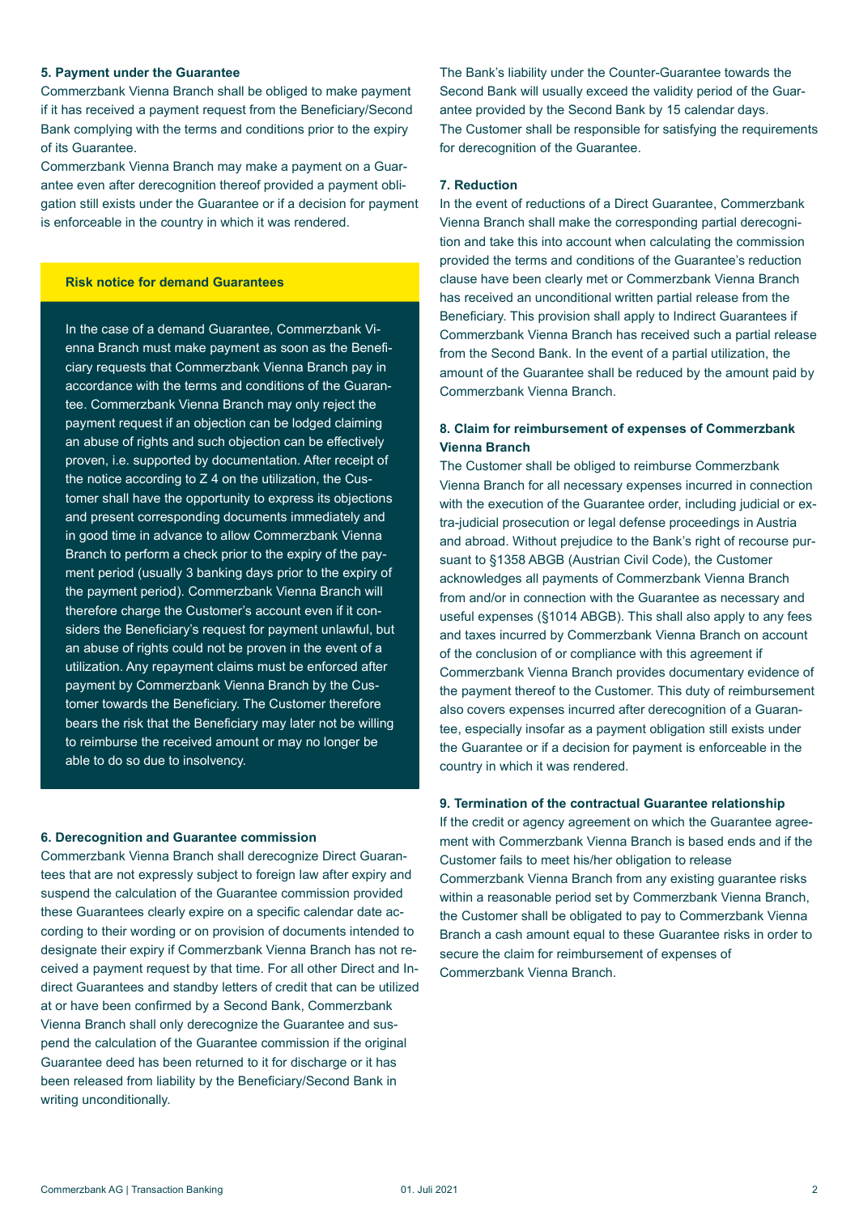### 5. Payment under the Guarantee

Commerzbank Vienna Branch shall be obliged to make payment if it has received a payment request from the Beneficiary/Second Bank complying with the terms and conditions prior to the expiry of its Guarantee.

Commerzbank Vienna Branch may make a payment on a Guarantee even after derecognition thereof provided a payment obligation still exists under the Guarantee or if a decision for payment is enforceable in the country in which it was rendered.

> **Risk notice for demand Guarantees**
>
> In the case of a demand Guarantee, Commerzbank Vienna Branch must make payment as soon as the Beneficiary requests that Commerzbank Vienna Branch pay in accordance with the terms and conditions of the Guarantee. Commerzbank Vienna Branch may only reject the payment request if an objection can be lodged claiming an abuse of rights and such objection can be effectively proven, i.e. supported by documentation. After receipt of the notice according to Z 4 on the utilization, the Customer shall have the opportunity to express its objections and present corresponding documents immediately and in good time in advance to allow Commerzbank Vienna Branch to perform a check prior to the expiry of the payment period (usually 3 banking days prior to the expiry of the payment period). Commerzbank Vienna Branch will therefore charge the Customer's account even if it considers the Beneficiary's request for payment unlawful, but an abuse of rights could not be proven in the event of a utilization. Any repayment claims must be enforced after payment by Commerzbank Vienna Branch by the Customer towards the Beneficiary. The Customer therefore bears the risk that the Beneficiary may later not be willing to reimburse the received amount or may no longer be able to do so due to insolvency.

### 6. Derecognition and Guarantee commission

Commerzbank Vienna Branch shall derecognize Direct Guarantees that are not expressly subject to foreign law after expiry and suspend the calculation of the Guarantee commission provided these Guarantees clearly expire on a specific calendar date according to their wording or on provision of documents intended to designate their expiry if Commerzbank Vienna Branch has not received a payment request by that time. For all other Direct and Indirect Guarantees and standby letters of credit that can be utilized at or have been confirmed by a Second Bank, Commerzbank Vienna Branch shall only derecognize the Guarantee and suspend the calculation of the Guarantee commission if the original Guarantee deed has been returned to it for discharge or it has been released from liability by the Beneficiary/Second Bank in writing unconditionally.

The Bank's liability under the Counter-Guarantee towards the Second Bank will usually exceed the validity period of the Guarantee provided by the Second Bank by 15 calendar days.

The Customer shall be responsible for satisfying the requirements for derecognition of the Guarantee.

### 7. Reduction

In the event of reductions of a Direct Guarantee, Commerzbank Vienna Branch shall make the corresponding partial derecognition and take this into account when calculating the commission provided the terms and conditions of the Guarantee's reduction clause have been clearly met or Commerzbank Vienna Branch has received an unconditional written partial release from the Beneficiary. This provision shall apply to Indirect Guarantees if Commerzbank Vienna Branch has received such a partial release from the Second Bank. In the event of a partial utilization, the amount of the Guarantee shall be reduced by the amount paid by Commerzbank Vienna Branch.

### 8. Claim for reimbursement of expenses of Commerzbank Vienna Branch

The Customer shall be obliged to reimburse Commerzbank Vienna Branch for all necessary expenses incurred in connection with the execution of the Guarantee order, including judicial or extra-judicial prosecution or legal defense proceedings in Austria and abroad. Without prejudice to the Bank's right of recourse pursuant to §1358 ABGB (Austrian Civil Code), the Customer acknowledges all payments of Commerzbank Vienna Branch from and/or in connection with the Guarantee as necessary and useful expenses (§1014 ABGB). This shall also apply to any fees and taxes incurred by Commerzbank Vienna Branch on account of the conclusion of or compliance with this agreement if Commerzbank Vienna Branch provides documentary evidence of the payment thereof to the Customer. This duty of reimbursement also covers expenses incurred after derecognition of a Guarantee, especially insofar as a payment obligation still exists under the Guarantee or if a decision for payment is enforceable in the country in which it was rendered.

### 9. Termination of the contractual Guarantee relationship

If the credit or agency agreement on which the Guarantee agreement with Commerzbank Vienna Branch is based ends and if the Customer fails to meet his/her obligation to release Commerzbank Vienna Branch from any existing guarantee risks within a reasonable period set by Commerzbank Vienna Branch, the Customer shall be obligated to pay to Commerzbank Vienna Branch a cash amount equal to these Guarantee risks in order to secure the claim for reimbursement of expenses of Commerzbank Vienna Branch.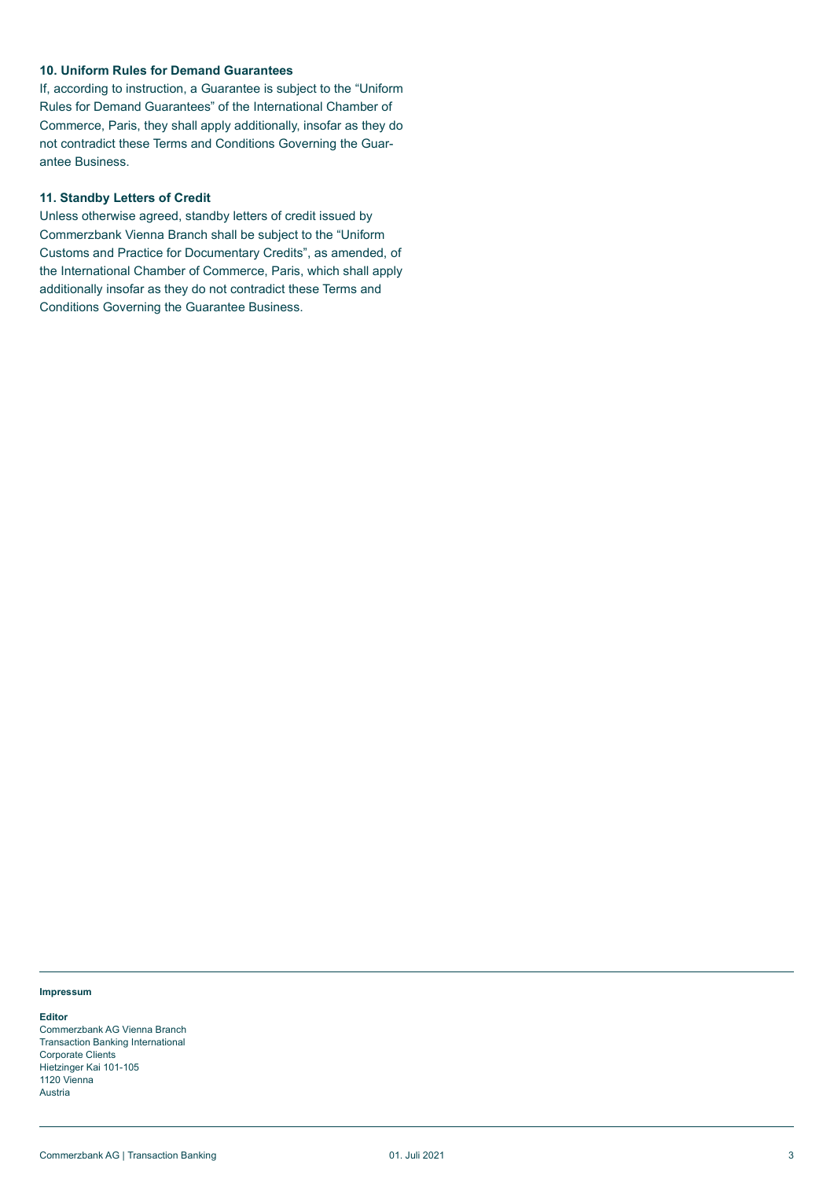### 10. Uniform Rules for Demand Guarantees

If, according to instruction, a Guarantee is subject to the "Uniform Rules for Demand Guarantees" of the International Chamber of Commerce, Paris, they shall apply additionally, insofar as they do not contradict these Terms and Conditions Governing the Guarantee Business.

### 11. Standby Letters of Credit

Unless otherwise agreed, standby letters of credit issued by Commerzbank Vienna Branch shall be subject to the "Uniform Customs and Practice for Documentary Credits", as amended, of the International Chamber of Commerce, Paris, which shall apply additionally insofar as they do not contradict these Terms and Conditions Governing the Guarantee Business.

**Impressum**

**Editor**
Commerzbank AG Vienna Branch
Transaction Banking International
Corporate Clients
Hietzinger Kai 101-105
1120 Vienna
Austria